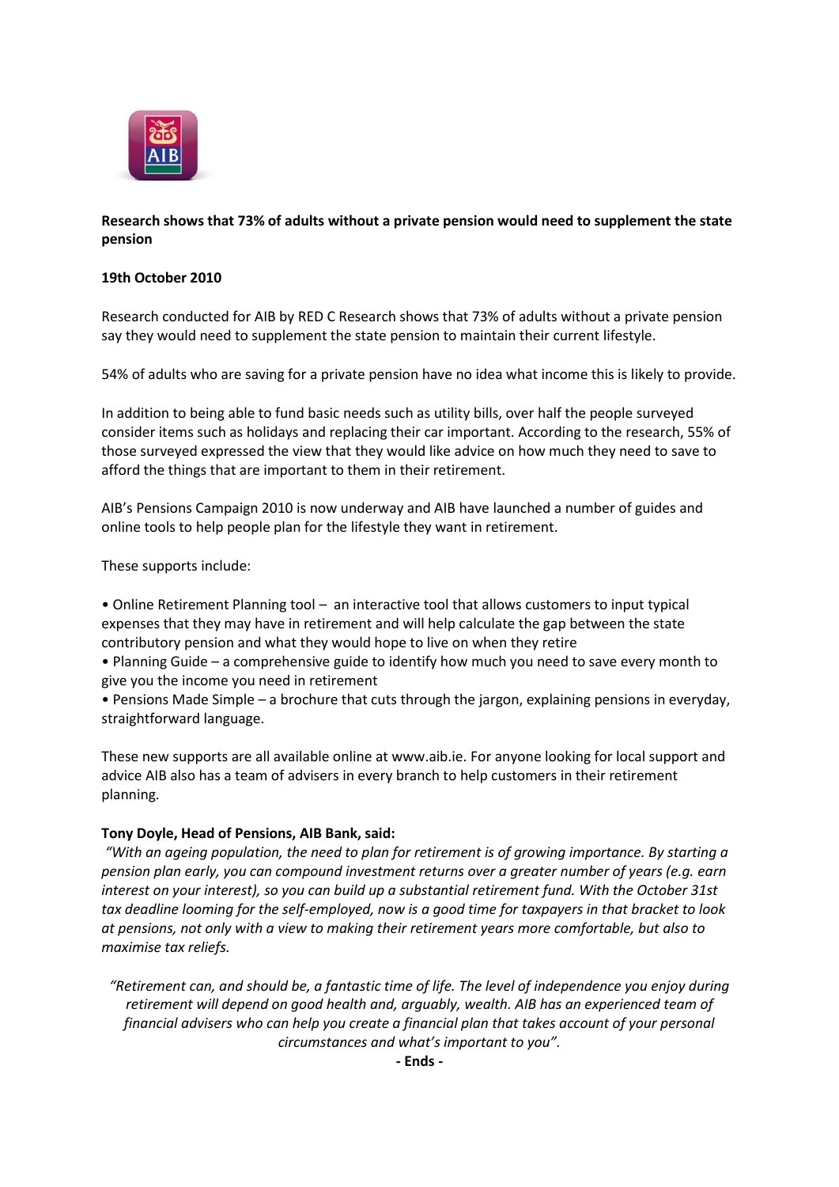**Research shows that 73% of adults without a private pension would need to supplement the state pension**

**19th October 2010**

Research conducted for AIB by RED C Research shows that 73% of adults without a private pension say they would need to supplement the state pension to maintain their current lifestyle.

54% of adults who are saving for a private pension have no idea what income this is likely to provide.

In addition to being able to fund basic needs such as utility bills, over half the people surveyed consider items such as holidays and replacing their car important. According to the research, 55% of those surveyed expressed the view that they would like advice on how much they need to save to afford the things that are important to them in their retirement.

AIB's Pensions Campaign 2010 is now underway and AIB have launched a number of guides and online tools to help people plan for the lifestyle they want in retirement.

These supports include:

- Online Retirement Planning tool – an interactive tool that allows customers to input typical expenses that they may have in retirement and will help calculate the gap between the state contributory pension and what they would hope to live on when they retire
- Planning Guide – a comprehensive guide to identify how much you need to save every month to give you the income you need in retirement
- Pensions Made Simple – a brochure that cuts through the jargon, explaining pensions in everyday, straightforward language.

These new supports are all available online at www.aib.ie. For anyone looking for local support and advice AIB also has a team of advisers in every branch to help customers in their retirement planning.

**Tony Doyle, Head of Pensions, AIB Bank, said:**

*"With an ageing population, the need to plan for retirement is of growing importance. By starting a pension plan early, you can compound investment returns over a greater number of years (e.g. earn interest on your interest), so you can build up a substantial retirement fund. With the October 31st tax deadline looming for the self-employed, now is a good time for taxpayers in that bracket to look at pensions, not only with a view to making their retirement years more comfortable, but also to maximise tax reliefs.*

*"Retirement can, and should be, a fantastic time of life. The level of independence you enjoy during retirement will depend on good health and, arguably, wealth. AIB has an experienced team of financial advisers who can help you create a financial plan that takes account of your personal circumstances and what's important to you".*

**- Ends -**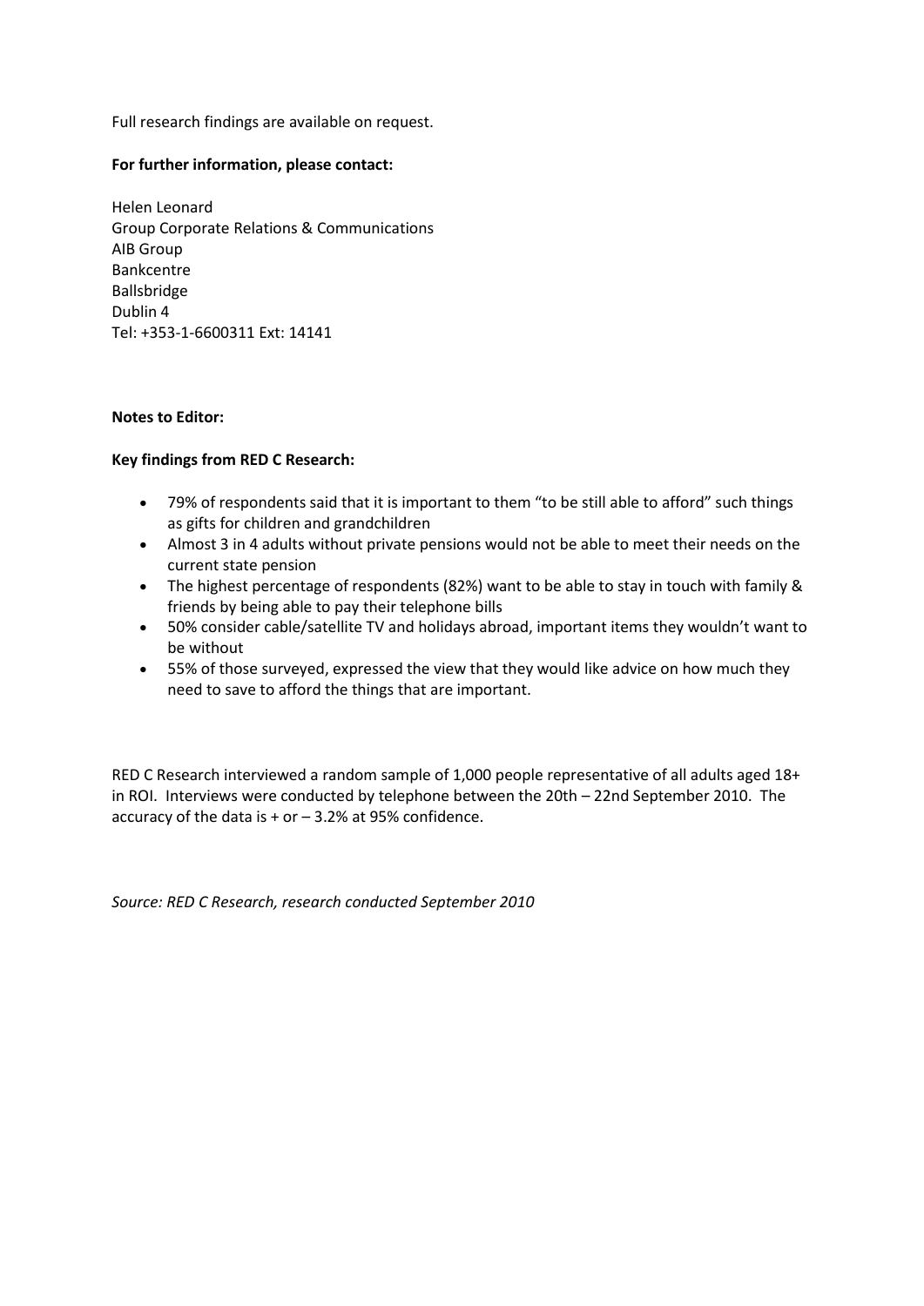Full research findings are available on request.

**For further information, please contact:**

Helen Leonard
Group Corporate Relations & Communications
AIB Group
Bankcentre
Ballsbridge
Dublin 4
Tel: +353-1-6600311 Ext: 14141

**Notes to Editor:**

**Key findings from RED C Research:**

- 79% of respondents said that it is important to them "to be still able to afford" such things as gifts for children and grandchildren
- Almost 3 in 4 adults without private pensions would not be able to meet their needs on the current state pension
- The highest percentage of respondents (82%) want to be able to stay in touch with family & friends by being able to pay their telephone bills
- 50% consider cable/satellite TV and holidays abroad, important items they wouldn't want to be without
- 55% of those surveyed, expressed the view that they would like advice on how much they need to save to afford the things that are important.

RED C Research interviewed a random sample of 1,000 people representative of all adults aged 18+ in ROI. Interviews were conducted by telephone between the 20th – 22nd September 2010. The accuracy of the data is + or – 3.2% at 95% confidence.

*Source: RED C Research, research conducted September 2010*